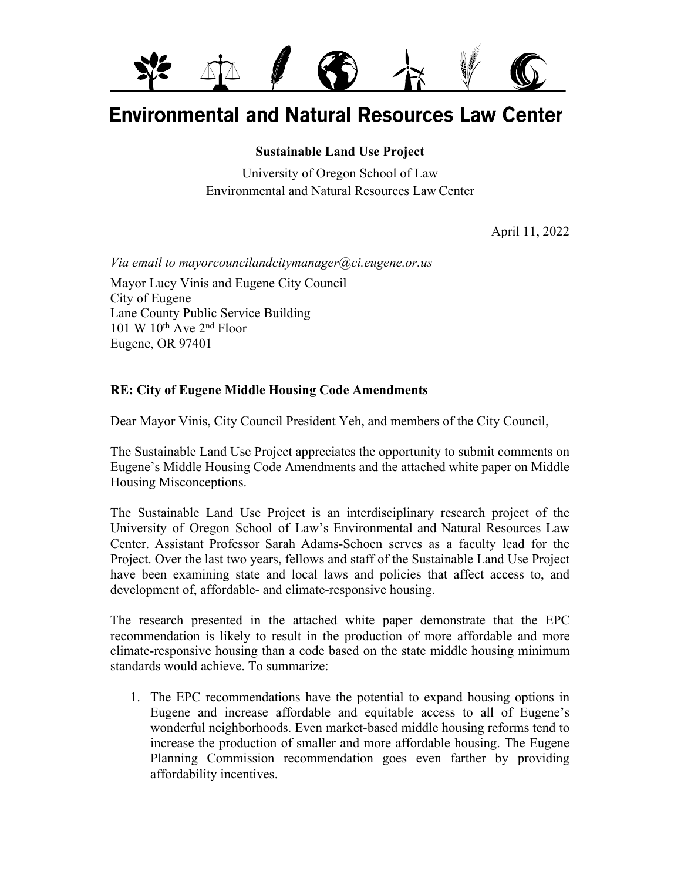# Environmental and Natural Resources Law Center

**Sustainable Land Use Project**

University of Oregon School of Law
Environmental and Natural Resources Law Center

April 11, 2022

*Via email to mayorcouncilandcitymanager@ci.eugene.or.us*

Mayor Lucy Vinis and Eugene City Council
City of Eugene
Lane County Public Service Building
101 W 10th Ave 2nd Floor
Eugene, OR 97401

**RE: City of Eugene Middle Housing Code Amendments**

Dear Mayor Vinis, City Council President Yeh, and members of the City Council,

The Sustainable Land Use Project appreciates the opportunity to submit comments on Eugene's Middle Housing Code Amendments and the attached white paper on Middle Housing Misconceptions.

The Sustainable Land Use Project is an interdisciplinary research project of the University of Oregon School of Law's Environmental and Natural Resources Law Center. Assistant Professor Sarah Adams-Schoen serves as a faculty lead for the Project. Over the last two years, fellows and staff of the Sustainable Land Use Project have been examining state and local laws and policies that affect access to, and development of, affordable- and climate-responsive housing.

The research presented in the attached white paper demonstrate that the EPC recommendation is likely to result in the production of more affordable and more climate-responsive housing than a code based on the state middle housing minimum standards would achieve. To summarize:

1. The EPC recommendations have the potential to expand housing options in Eugene and increase affordable and equitable access to all of Eugene's wonderful neighborhoods. Even market-based middle housing reforms tend to increase the production of smaller and more affordable housing. The Eugene Planning Commission recommendation goes even farther by providing affordability incentives.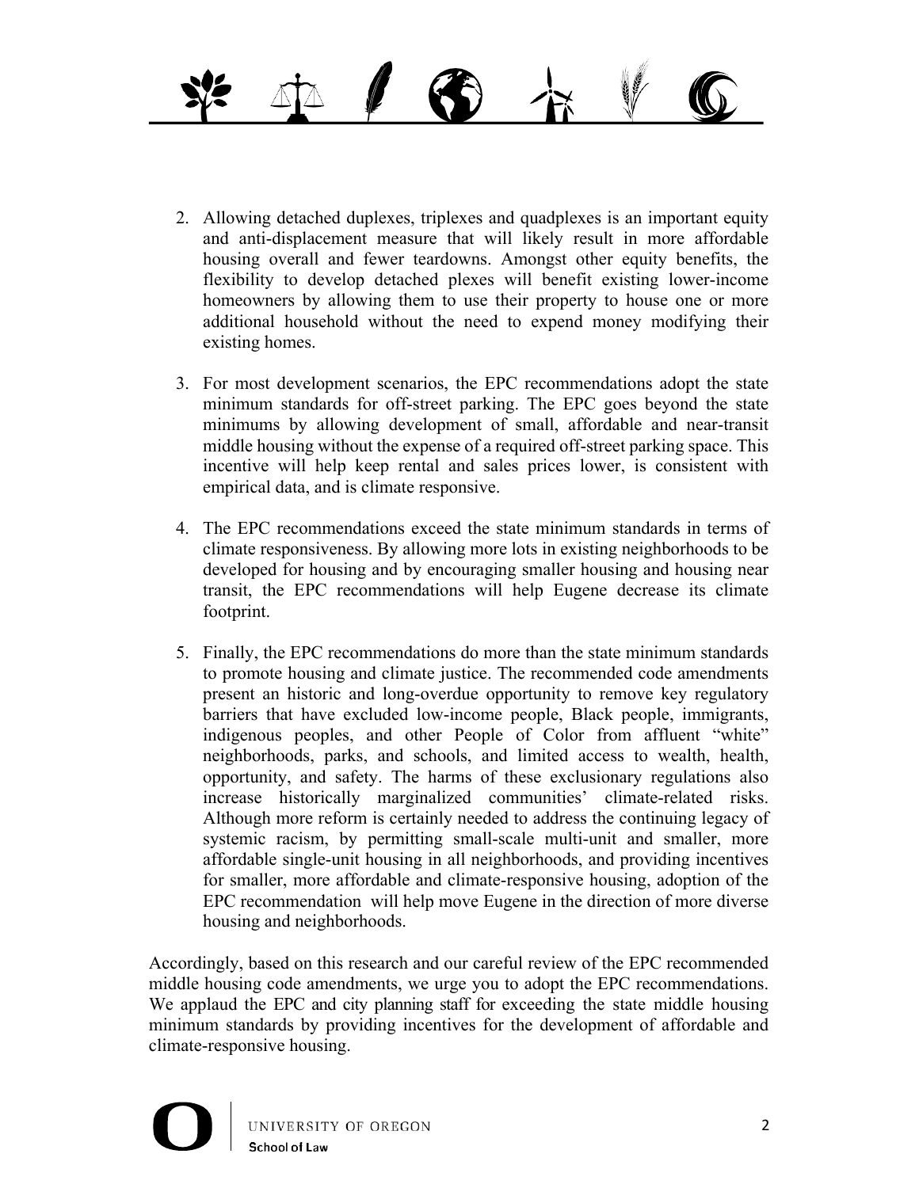2. Allowing detached duplexes, triplexes and quadplexes is an important equity and anti-displacement measure that will likely result in more affordable housing overall and fewer teardowns. Amongst other equity benefits, the flexibility to develop detached plexes will benefit existing lower-income homeowners by allowing them to use their property to house one or more additional household without the need to expend money modifying their existing homes.

3. For most development scenarios, the EPC recommendations adopt the state minimum standards for off-street parking. The EPC goes beyond the state minimums by allowing development of small, affordable and near-transit middle housing without the expense of a required off-street parking space. This incentive will help keep rental and sales prices lower, is consistent with empirical data, and is climate responsive.

4. The EPC recommendations exceed the state minimum standards in terms of climate responsiveness. By allowing more lots in existing neighborhoods to be developed for housing and by encouraging smaller housing and housing near transit, the EPC recommendations will help Eugene decrease its climate footprint.

5. Finally, the EPC recommendations do more than the state minimum standards to promote housing and climate justice. The recommended code amendments present an historic and long-overdue opportunity to remove key regulatory barriers that have excluded low-income people, Black people, immigrants, indigenous peoples, and other People of Color from affluent "white" neighborhoods, parks, and schools, and limited access to wealth, health, opportunity, and safety. The harms of these exclusionary regulations also increase historically marginalized communities' climate-related risks. Although more reform is certainly needed to address the continuing legacy of systemic racism, by permitting small-scale multi-unit and smaller, more affordable single-unit housing in all neighborhoods, and providing incentives for smaller, more affordable and climate-responsive housing, adoption of the EPC recommendation will help move Eugene in the direction of more diverse housing and neighborhoods.

Accordingly, based on this research and our careful review of the EPC recommended middle housing code amendments, we urge you to adopt the EPC recommendations. We applaud the EPC and city planning staff for exceeding the state middle housing minimum standards by providing incentives for the development of affordable and climate-responsive housing.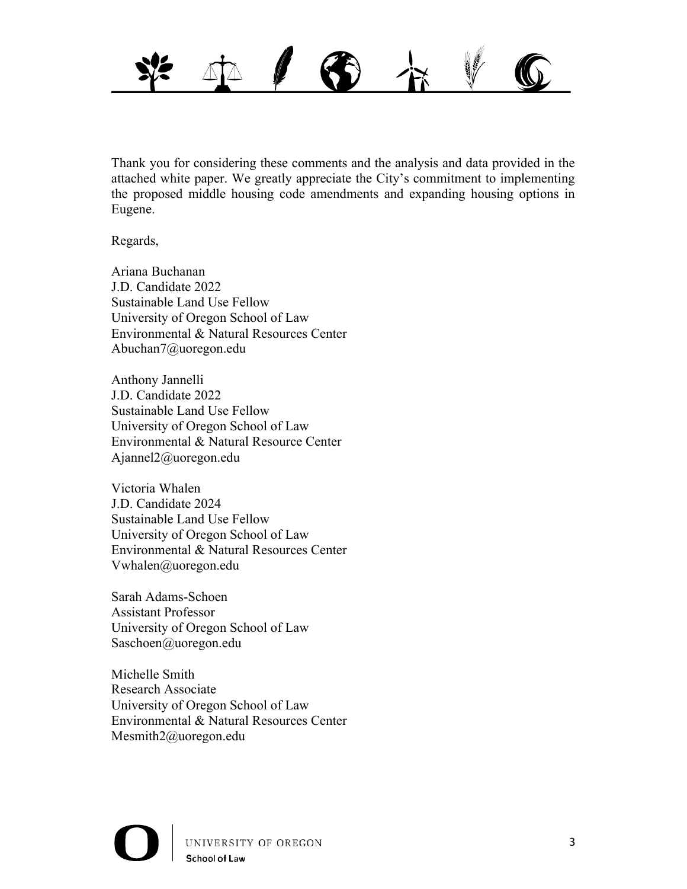Thank you for considering these comments and the analysis and data provided in the attached white paper. We greatly appreciate the City's commitment to implementing the proposed middle housing code amendments and expanding housing options in Eugene.

Regards,

Ariana Buchanan  
J.D. Candidate 2022  
Sustainable Land Use Fellow  
University of Oregon School of Law  
Environmental & Natural Resources Center  
Abuchan7@uoregon.edu

Anthony Jannelli  
J.D. Candidate 2022  
Sustainable Land Use Fellow  
University of Oregon School of Law  
Environmental & Natural Resource Center  
Ajannel2@uoregon.edu

Victoria Whalen  
J.D. Candidate 2024  
Sustainable Land Use Fellow  
University of Oregon School of Law  
Environmental & Natural Resources Center  
Vwhalen@uoregon.edu

Sarah Adams-Schoen  
Assistant Professor  
University of Oregon School of Law  
Saschoen@uoregon.edu

Michelle Smith  
Research Associate  
University of Oregon School of Law  
Environmental & Natural Resources Center  
Mesmith2@uoregon.edu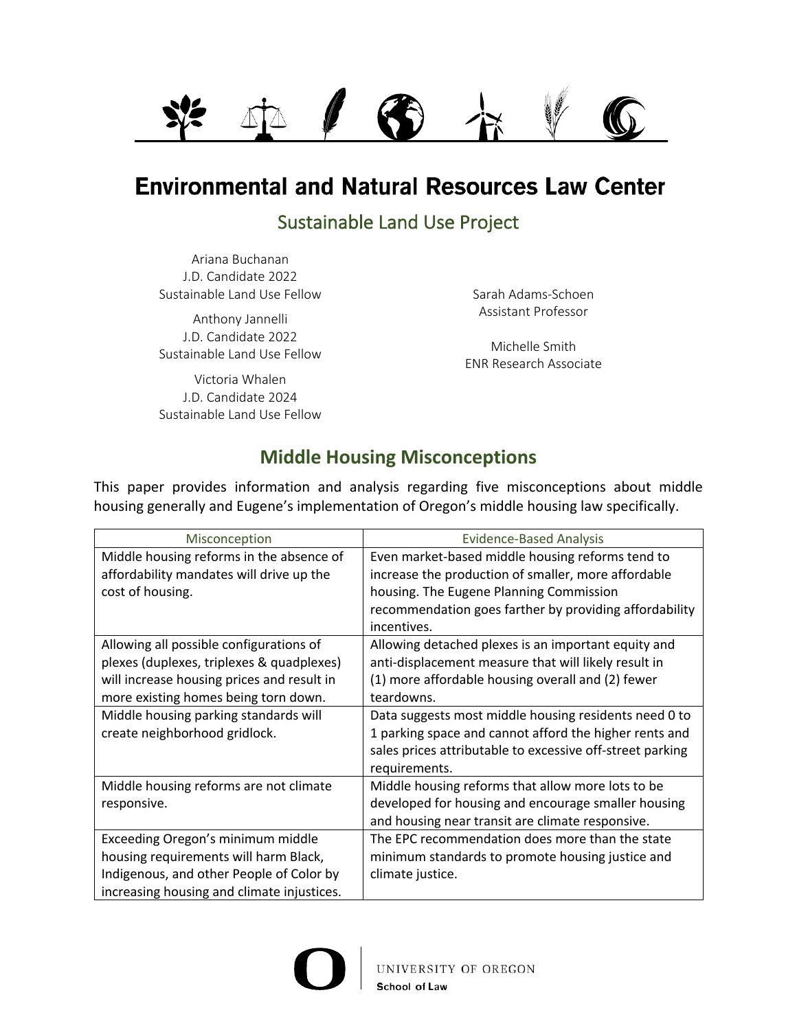# Environmental and Natural Resources Law Center

## Sustainable Land Use Project

Ariana Buchanan
J.D. Candidate 2022
Sustainable Land Use Fellow

Anthony Jannelli
J.D. Candidate 2022
Sustainable Land Use Fellow

Victoria Whalen
J.D. Candidate 2024
Sustainable Land Use Fellow

Sarah Adams-Schoen
Assistant Professor

Michelle Smith
ENR Research Associate

## Middle Housing Misconceptions

This paper provides information and analysis regarding five misconceptions about middle housing generally and Eugene's implementation of Oregon's middle housing law specifically.

| Misconception | Evidence-Based Analysis |
|---|---|
| Middle housing reforms in the absence of affordability mandates will drive up the cost of housing. | Even market-based middle housing reforms tend to increase the production of smaller, more affordable housing. The Eugene Planning Commission recommendation goes farther by providing affordability incentives. |
| Allowing all possible configurations of plexes (duplexes, triplexes & quadplexes) will increase housing prices and result in more existing homes being torn down. | Allowing detached plexes is an important equity and anti-displacement measure that will likely result in (1) more affordable housing overall and (2) fewer teardowns. |
| Middle housing parking standards will create neighborhood gridlock. | Data suggests most middle housing residents need 0 to 1 parking space and cannot afford the higher rents and sales prices attributable to excessive off-street parking requirements. |
| Middle housing reforms are not climate responsive. | Middle housing reforms that allow more lots to be developed for housing and encourage smaller housing and housing near transit are climate responsive. |
| Exceeding Oregon's minimum middle housing requirements will harm Black, Indigenous, and other People of Color by increasing housing and climate injustices. | The EPC recommendation does more than the state minimum standards to promote housing justice and climate justice. |

UNIVERSITY OF OREGON
School of Law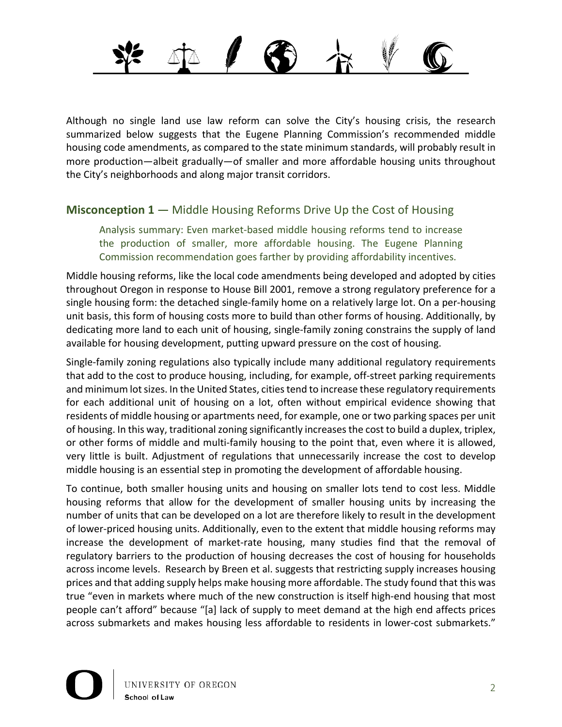Although no single land use law reform can solve the City's housing crisis, the research summarized below suggests that the Eugene Planning Commission's recommended middle housing code amendments, as compared to the state minimum standards, will probably result in more production—albeit gradually—of smaller and more affordable housing units throughout the City's neighborhoods and along major transit corridors.

## **Misconception 1** — Middle Housing Reforms Drive Up the Cost of Housing

> Analysis summary: Even market-based middle housing reforms tend to increase the production of smaller, more affordable housing. The Eugene Planning Commission recommendation goes farther by providing affordability incentives.

Middle housing reforms, like the local code amendments being developed and adopted by cities throughout Oregon in response to House Bill 2001, remove a strong regulatory preference for a single housing form: the detached single-family home on a relatively large lot. On a per-housing unit basis, this form of housing costs more to build than other forms of housing. Additionally, by dedicating more land to each unit of housing, single-family zoning constrains the supply of land available for housing development, putting upward pressure on the cost of housing.

Single-family zoning regulations also typically include many additional regulatory requirements that add to the cost to produce housing, including, for example, off-street parking requirements and minimum lot sizes. In the United States, cities tend to increase these regulatory requirements for each additional unit of housing on a lot, often without empirical evidence showing that residents of middle housing or apartments need, for example, one or two parking spaces per unit of housing. In this way, traditional zoning significantly increases the cost to build a duplex, triplex, or other forms of middle and multi-family housing to the point that, even where it is allowed, very little is built. Adjustment of regulations that unnecessarily increase the cost to develop middle housing is an essential step in promoting the development of affordable housing.

To continue, both smaller housing units and housing on smaller lots tend to cost less. Middle housing reforms that allow for the development of smaller housing units by increasing the number of units that can be developed on a lot are therefore likely to result in the development of lower-priced housing units. Additionally, even to the extent that middle housing reforms may increase the development of market-rate housing, many studies find that the removal of regulatory barriers to the production of housing decreases the cost of housing for households across income levels. Research by Breen et al. suggests that restricting supply increases housing prices and that adding supply helps make housing more affordable. The study found that this was true "even in markets where much of the new construction is itself high-end housing that most people can't afford" because "[a] lack of supply to meet demand at the high end affects prices across submarkets and makes housing less affordable to residents in lower-cost submarkets."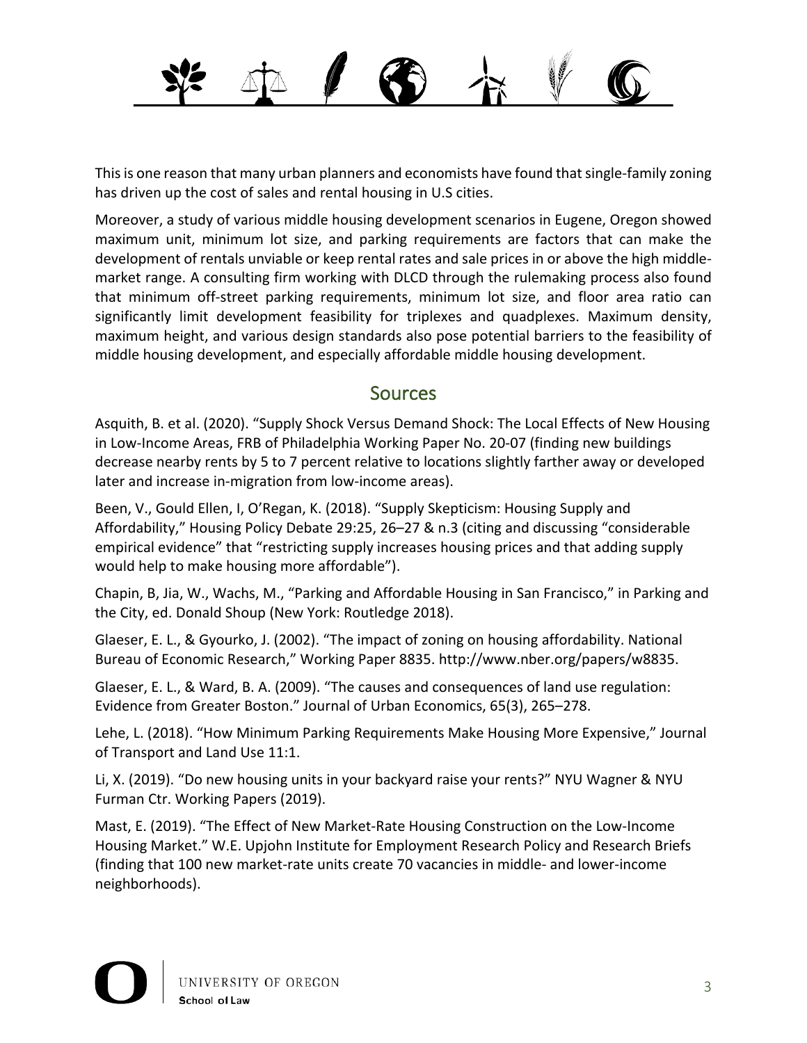This is one reason that many urban planners and economists have found that single-family zoning has driven up the cost of sales and rental housing in U.S cities.

Moreover, a study of various middle housing development scenarios in Eugene, Oregon showed maximum unit, minimum lot size, and parking requirements are factors that can make the development of rentals unviable or keep rental rates and sale prices in or above the high middle-market range. A consulting firm working with DLCD through the rulemaking process also found that minimum off-street parking requirements, minimum lot size, and floor area ratio can significantly limit development feasibility for triplexes and quadplexes. Maximum density, maximum height, and various design standards also pose potential barriers to the feasibility of middle housing development, and especially affordable middle housing development.

## Sources

Asquith, B. et al. (2020). "Supply Shock Versus Demand Shock: The Local Effects of New Housing in Low-Income Areas, FRB of Philadelphia Working Paper No. 20-07 (finding new buildings decrease nearby rents by 5 to 7 percent relative to locations slightly farther away or developed later and increase in-migration from low-income areas).

Been, V., Gould Ellen, I, O'Regan, K. (2018). "Supply Skepticism: Housing Supply and Affordability," Housing Policy Debate 29:25, 26–27 & n.3 (citing and discussing "considerable empirical evidence" that "restricting supply increases housing prices and that adding supply would help to make housing more affordable").

Chapin, B, Jia, W., Wachs, M., "Parking and Affordable Housing in San Francisco," in Parking and the City, ed. Donald Shoup (New York: Routledge 2018).

Glaeser, E. L., & Gyourko, J. (2002). "The impact of zoning on housing affordability. National Bureau of Economic Research," Working Paper 8835. http://www.nber.org/papers/w8835.

Glaeser, E. L., & Ward, B. A. (2009). "The causes and consequences of land use regulation: Evidence from Greater Boston." Journal of Urban Economics, 65(3), 265–278.

Lehe, L. (2018). "How Minimum Parking Requirements Make Housing More Expensive," Journal of Transport and Land Use 11:1.

Li, X. (2019). "Do new housing units in your backyard raise your rents?" NYU Wagner & NYU Furman Ctr. Working Papers (2019).

Mast, E. (2019). "The Effect of New Market-Rate Housing Construction on the Low-Income Housing Market." W.E. Upjohn Institute for Employment Research Policy and Research Briefs (finding that 100 new market-rate units create 70 vacancies in middle- and lower-income neighborhoods).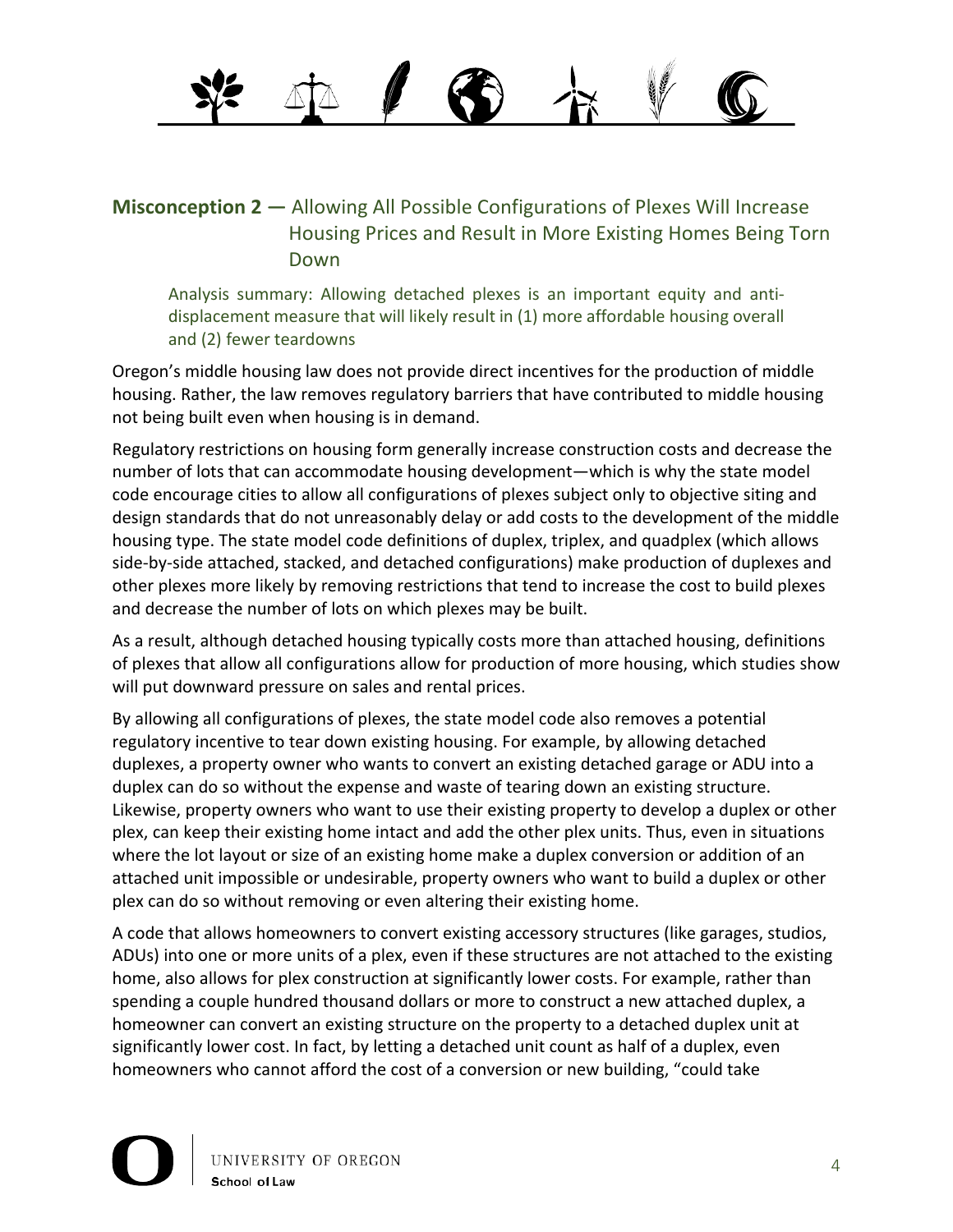## **Misconception 2 —** Allowing All Possible Configurations of Plexes Will Increase Housing Prices and Result in More Existing Homes Being Torn Down

> Analysis summary: Allowing detached plexes is an important equity and anti-displacement measure that will likely result in (1) more affordable housing overall and (2) fewer teardowns

Oregon's middle housing law does not provide direct incentives for the production of middle housing. Rather, the law removes regulatory barriers that have contributed to middle housing not being built even when housing is in demand.

Regulatory restrictions on housing form generally increase construction costs and decrease the number of lots that can accommodate housing development—which is why the state model code encourage cities to allow all configurations of plexes subject only to objective siting and design standards that do not unreasonably delay or add costs to the development of the middle housing type. The state model code definitions of duplex, triplex, and quadplex (which allows side-by-side attached, stacked, and detached configurations) make production of duplexes and other plexes more likely by removing restrictions that tend to increase the cost to build plexes and decrease the number of lots on which plexes may be built.

As a result, although detached housing typically costs more than attached housing, definitions of plexes that allow all configurations allow for production of more housing, which studies show will put downward pressure on sales and rental prices.

By allowing all configurations of plexes, the state model code also removes a potential regulatory incentive to tear down existing housing. For example, by allowing detached duplexes, a property owner who wants to convert an existing detached garage or ADU into a duplex can do so without the expense and waste of tearing down an existing structure. Likewise, property owners who want to use their existing property to develop a duplex or other plex, can keep their existing home intact and add the other plex units. Thus, even in situations where the lot layout or size of an existing home make a duplex conversion or addition of an attached unit impossible or undesirable, property owners who want to build a duplex or other plex can do so without removing or even altering their existing home.

A code that allows homeowners to convert existing accessory structures (like garages, studios, ADUs) into one or more units of a plex, even if these structures are not attached to the existing home, also allows for plex construction at significantly lower costs. For example, rather than spending a couple hundred thousand dollars or more to construct a new attached duplex, a homeowner can convert an existing structure on the property to a detached duplex unit at significantly lower cost. In fact, by letting a detached unit count as half of a duplex, even homeowners who cannot afford the cost of a conversion or new building, "could take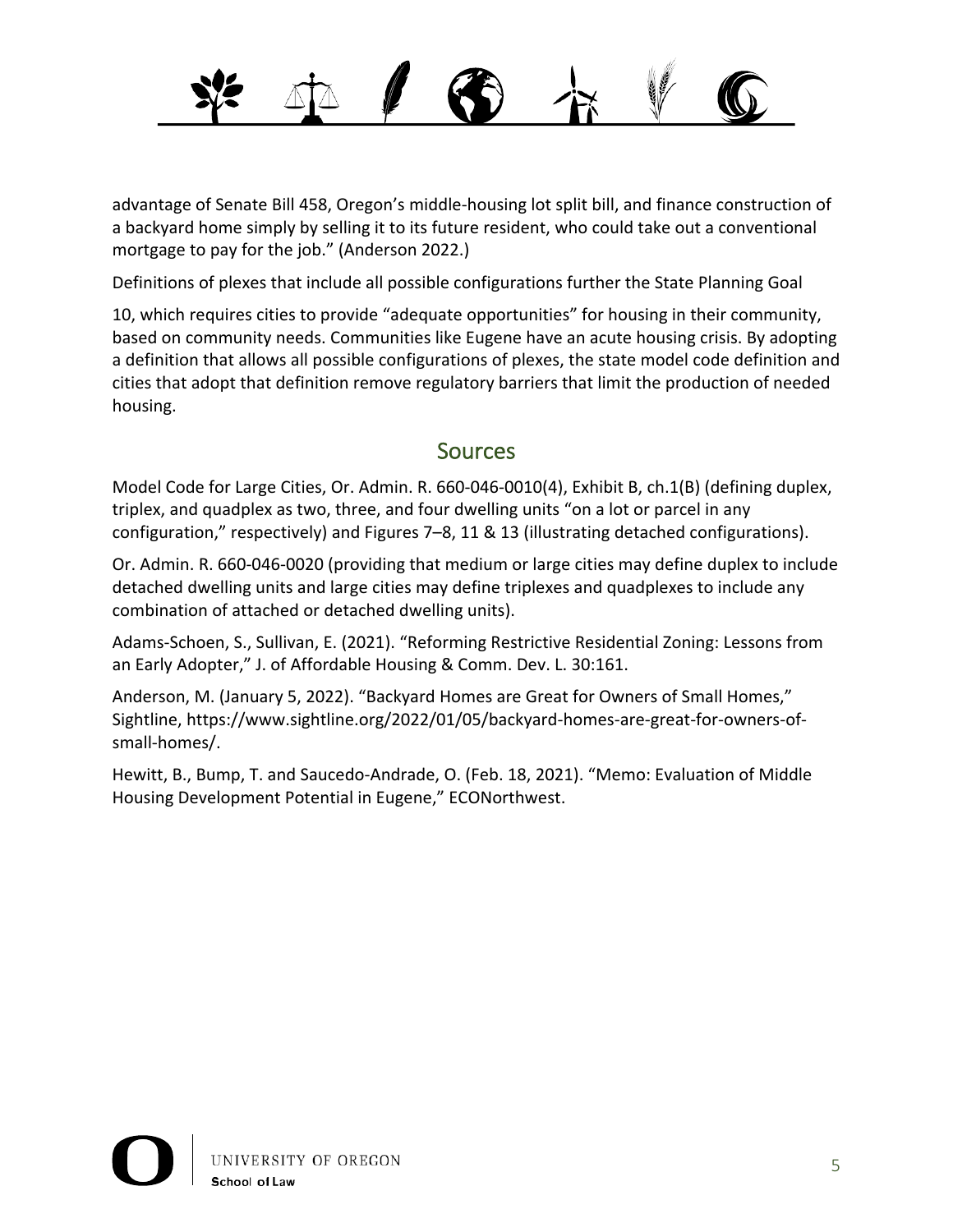advantage of Senate Bill 458, Oregon's middle-housing lot split bill, and finance construction of a backyard home simply by selling it to its future resident, who could take out a conventional mortgage to pay for the job." (Anderson 2022.)

Definitions of plexes that include all possible configurations further the State Planning Goal

10, which requires cities to provide "adequate opportunities" for housing in their community, based on community needs. Communities like Eugene have an acute housing crisis. By adopting a definition that allows all possible configurations of plexes, the state model code definition and cities that adopt that definition remove regulatory barriers that limit the production of needed housing.

## Sources

Model Code for Large Cities, Or. Admin. R. 660-046-0010(4), Exhibit B, ch.1(B) (defining duplex, triplex, and quadplex as two, three, and four dwelling units "on a lot or parcel in any configuration," respectively) and Figures 7–8, 11 & 13 (illustrating detached configurations).

Or. Admin. R. 660-046-0020 (providing that medium or large cities may define duplex to include detached dwelling units and large cities may define triplexes and quadplexes to include any combination of attached or detached dwelling units).

Adams-Schoen, S., Sullivan, E. (2021). "Reforming Restrictive Residential Zoning: Lessons from an Early Adopter," J. of Affordable Housing & Comm. Dev. L. 30:161.

Anderson, M. (January 5, 2022). "Backyard Homes are Great for Owners of Small Homes," Sightline, https://www.sightline.org/2022/01/05/backyard-homes-are-great-for-owners-of-small-homes/.

Hewitt, B., Bump, T. and Saucedo-Andrade, O. (Feb. 18, 2021). "Memo: Evaluation of Middle Housing Development Potential in Eugene," ECONorthwest.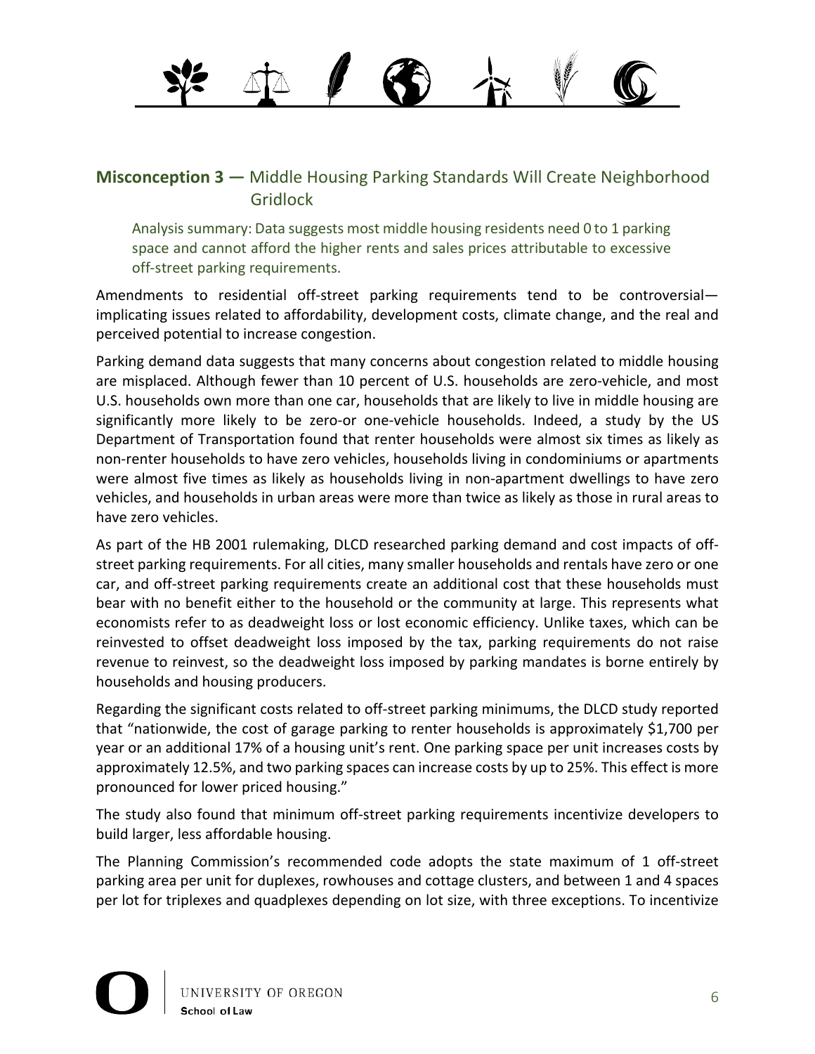## **Misconception 3 —** Middle Housing Parking Standards Will Create Neighborhood Gridlock

Analysis summary: Data suggests most middle housing residents need 0 to 1 parking space and cannot afford the higher rents and sales prices attributable to excessive off-street parking requirements.

Amendments to residential off-street parking requirements tend to be controversial—implicating issues related to affordability, development costs, climate change, and the real and perceived potential to increase congestion.

Parking demand data suggests that many concerns about congestion related to middle housing are misplaced. Although fewer than 10 percent of U.S. households are zero-vehicle, and most U.S. households own more than one car, households that are likely to live in middle housing are significantly more likely to be zero-or one-vehicle households. Indeed, a study by the US Department of Transportation found that renter households were almost six times as likely as non-renter households to have zero vehicles, households living in condominiums or apartments were almost five times as likely as households living in non-apartment dwellings to have zero vehicles, and households in urban areas were more than twice as likely as those in rural areas to have zero vehicles.

As part of the HB 2001 rulemaking, DLCD researched parking demand and cost impacts of off-street parking requirements. For all cities, many smaller households and rentals have zero or one car, and off-street parking requirements create an additional cost that these households must bear with no benefit either to the household or the community at large. This represents what economists refer to as deadweight loss or lost economic efficiency. Unlike taxes, which can be reinvested to offset deadweight loss imposed by the tax, parking requirements do not raise revenue to reinvest, so the deadweight loss imposed by parking mandates is borne entirely by households and housing producers.

Regarding the significant costs related to off-street parking minimums, the DLCD study reported that "nationwide, the cost of garage parking to renter households is approximately $1,700 per year or an additional 17% of a housing unit's rent. One parking space per unit increases costs by approximately 12.5%, and two parking spaces can increase costs by up to 25%. This effect is more pronounced for lower priced housing."

The study also found that minimum off-street parking requirements incentivize developers to build larger, less affordable housing.

The Planning Commission's recommended code adopts the state maximum of 1 off-street parking area per unit for duplexes, rowhouses and cottage clusters, and between 1 and 4 spaces per lot for triplexes and quadplexes depending on lot size, with three exceptions. To incentivize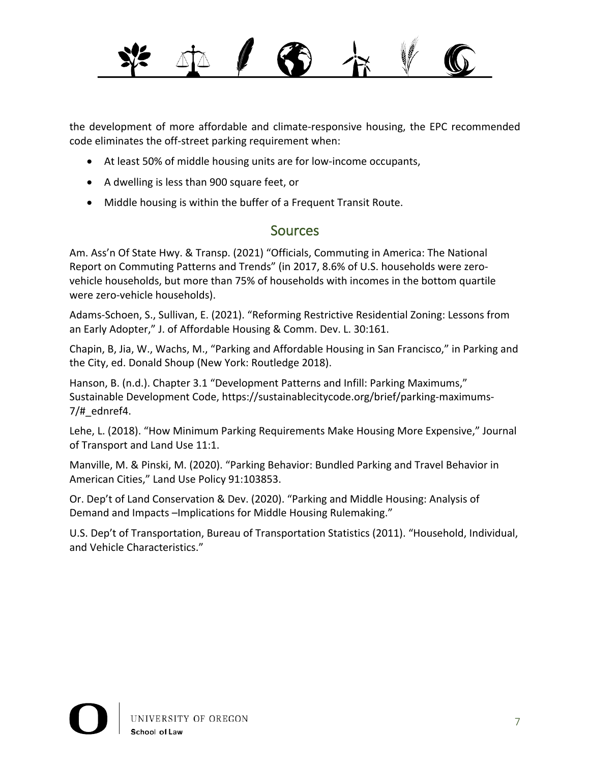the development of more affordable and climate-responsive housing, the EPC recommended code eliminates the off-street parking requirement when:

- At least 50% of middle housing units are for low-income occupants,
- A dwelling is less than 900 square feet, or
- Middle housing is within the buffer of a Frequent Transit Route.

## Sources

Am. Ass'n Of State Hwy. & Transp. (2021) "Officials, Commuting in America: The National Report on Commuting Patterns and Trends" (in 2017, 8.6% of U.S. households were zero-vehicle households, but more than 75% of households with incomes in the bottom quartile were zero-vehicle households).

Adams-Schoen, S., Sullivan, E. (2021). "Reforming Restrictive Residential Zoning: Lessons from an Early Adopter," J. of Affordable Housing & Comm. Dev. L. 30:161.

Chapin, B, Jia, W., Wachs, M., "Parking and Affordable Housing in San Francisco," in Parking and the City, ed. Donald Shoup (New York: Routledge 2018).

Hanson, B. (n.d.). Chapter 3.1 "Development Patterns and Infill: Parking Maximums," Sustainable Development Code, https://sustainablecitycode.org/brief/parking-maximums-7/#_ednref4.

Lehe, L. (2018). "How Minimum Parking Requirements Make Housing More Expensive," Journal of Transport and Land Use 11:1.

Manville, M. & Pinski, M. (2020). "Parking Behavior: Bundled Parking and Travel Behavior in American Cities," Land Use Policy 91:103853.

Or. Dep't of Land Conservation & Dev. (2020). "Parking and Middle Housing: Analysis of Demand and Impacts –Implications for Middle Housing Rulemaking."

U.S. Dep't of Transportation, Bureau of Transportation Statistics (2011). "Household, Individual, and Vehicle Characteristics."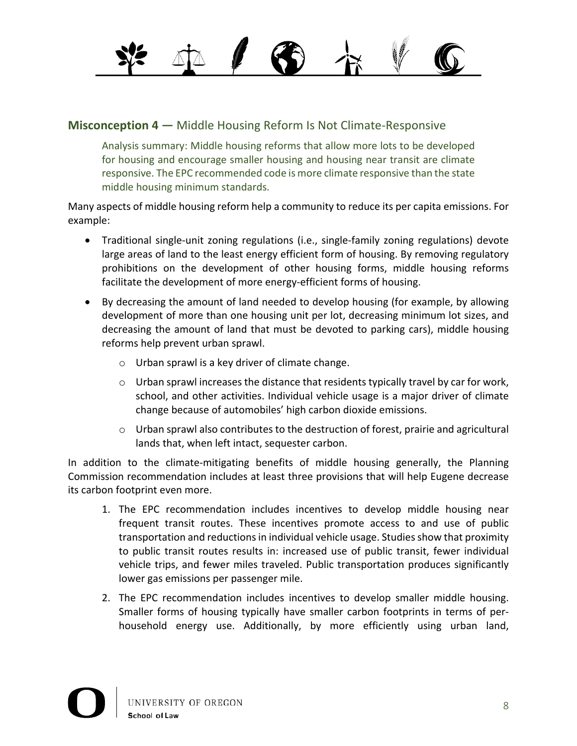## **Misconception 4** — Middle Housing Reform Is Not Climate-Responsive

> Analysis summary: Middle housing reforms that allow more lots to be developed for housing and encourage smaller housing and housing near transit are climate responsive. The EPC recommended code is more climate responsive than the state middle housing minimum standards.

Many aspects of middle housing reform help a community to reduce its per capita emissions. For example:

- Traditional single-unit zoning regulations (i.e., single-family zoning regulations) devote large areas of land to the least energy efficient form of housing. By removing regulatory prohibitions on the development of other housing forms, middle housing reforms facilitate the development of more energy-efficient forms of housing.
- By decreasing the amount of land needed to develop housing (for example, by allowing development of more than one housing unit per lot, decreasing minimum lot sizes, and decreasing the amount of land that must be devoted to parking cars), middle housing reforms help prevent urban sprawl.
    - Urban sprawl is a key driver of climate change.
    - Urban sprawl increases the distance that residents typically travel by car for work, school, and other activities. Individual vehicle usage is a major driver of climate change because of automobiles' high carbon dioxide emissions.
    - Urban sprawl also contributes to the destruction of forest, prairie and agricultural lands that, when left intact, sequester carbon.

In addition to the climate-mitigating benefits of middle housing generally, the Planning Commission recommendation includes at least three provisions that will help Eugene decrease its carbon footprint even more.

1. The EPC recommendation includes incentives to develop middle housing near frequent transit routes. These incentives promote access to and use of public transportation and reductions in individual vehicle usage. Studies show that proximity to public transit routes results in: increased use of public transit, fewer individual vehicle trips, and fewer miles traveled. Public transportation produces significantly lower gas emissions per passenger mile.
2. The EPC recommendation includes incentives to develop smaller middle housing. Smaller forms of housing typically have smaller carbon footprints in terms of per-household energy use. Additionally, by more efficiently using urban land,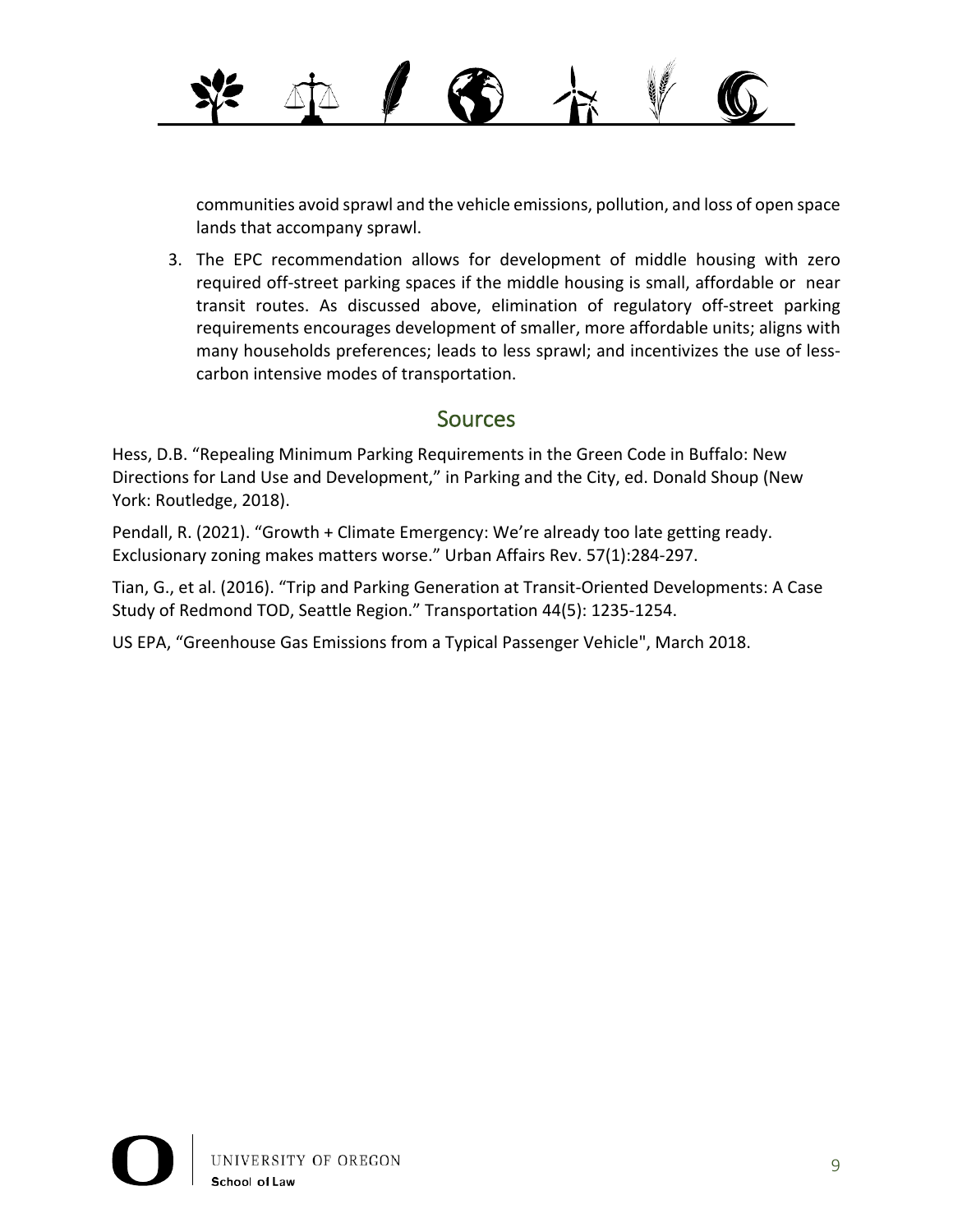communities avoid sprawl and the vehicle emissions, pollution, and loss of open space lands that accompany sprawl.

3. The EPC recommendation allows for development of middle housing with zero required off-street parking spaces if the middle housing is small, affordable or near transit routes. As discussed above, elimination of regulatory off-street parking requirements encourages development of smaller, more affordable units; aligns with many households preferences; leads to less sprawl; and incentivizes the use of less-carbon intensive modes of transportation.

## Sources

Hess, D.B. "Repealing Minimum Parking Requirements in the Green Code in Buffalo: New Directions for Land Use and Development," in Parking and the City, ed. Donald Shoup (New York: Routledge, 2018).

Pendall, R. (2021). "Growth + Climate Emergency: We're already too late getting ready. Exclusionary zoning makes matters worse." Urban Affairs Rev. 57(1):284-297.

Tian, G., et al. (2016). "Trip and Parking Generation at Transit-Oriented Developments: A Case Study of Redmond TOD, Seattle Region." Transportation 44(5): 1235-1254.

US EPA, "Greenhouse Gas Emissions from a Typical Passenger Vehicle", March 2018.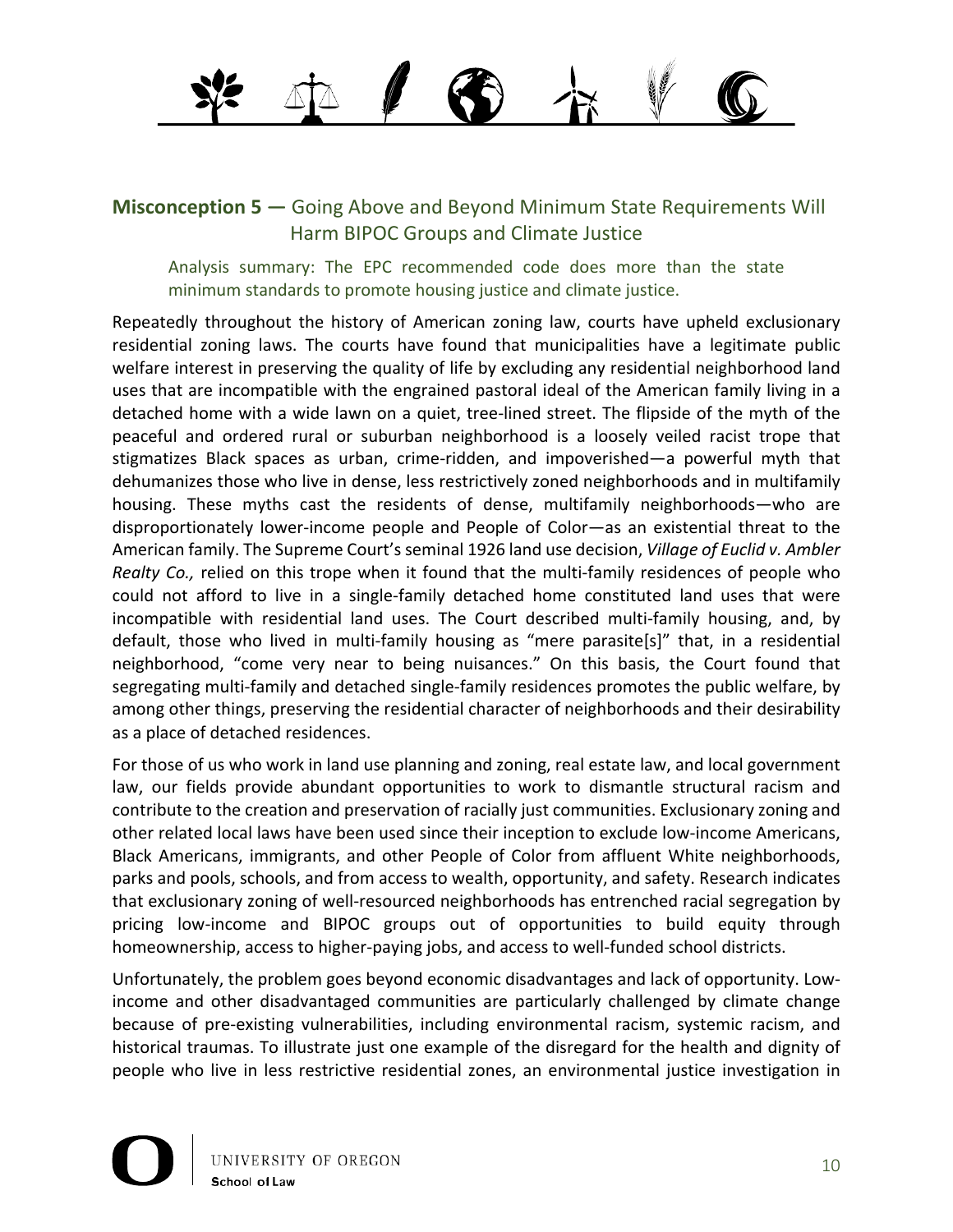## **Misconception 5 —** Going Above and Beyond Minimum State Requirements Will Harm BIPOC Groups and Climate Justice

> Analysis summary: The EPC recommended code does more than the state minimum standards to promote housing justice and climate justice.

Repeatedly throughout the history of American zoning law, courts have upheld exclusionary residential zoning laws. The courts have found that municipalities have a legitimate public welfare interest in preserving the quality of life by excluding any residential neighborhood land uses that are incompatible with the engrained pastoral ideal of the American family living in a detached home with a wide lawn on a quiet, tree-lined street. The flipside of the myth of the peaceful and ordered rural or suburban neighborhood is a loosely veiled racist trope that stigmatizes Black spaces as urban, crime-ridden, and impoverished—a powerful myth that dehumanizes those who live in dense, less restrictively zoned neighborhoods and in multifamily housing. These myths cast the residents of dense, multifamily neighborhoods—who are disproportionately lower-income people and People of Color—as an existential threat to the American family. The Supreme Court's seminal 1926 land use decision, *Village of Euclid v. Ambler Realty Co.,* relied on this trope when it found that the multi-family residences of people who could not afford to live in a single-family detached home constituted land uses that were incompatible with residential land uses. The Court described multi-family housing, and, by default, those who lived in multi-family housing as "mere parasite[s]" that, in a residential neighborhood, "come very near to being nuisances." On this basis, the Court found that segregating multi-family and detached single-family residences promotes the public welfare, by among other things, preserving the residential character of neighborhoods and their desirability as a place of detached residences.

For those of us who work in land use planning and zoning, real estate law, and local government law, our fields provide abundant opportunities to work to dismantle structural racism and contribute to the creation and preservation of racially just communities. Exclusionary zoning and other related local laws have been used since their inception to exclude low-income Americans, Black Americans, immigrants, and other People of Color from affluent White neighborhoods, parks and pools, schools, and from access to wealth, opportunity, and safety. Research indicates that exclusionary zoning of well-resourced neighborhoods has entrenched racial segregation by pricing low-income and BIPOC groups out of opportunities to build equity through homeownership, access to higher-paying jobs, and access to well-funded school districts.

Unfortunately, the problem goes beyond economic disadvantages and lack of opportunity. Low-income and other disadvantaged communities are particularly challenged by climate change because of pre-existing vulnerabilities, including environmental racism, systemic racism, and historical traumas. To illustrate just one example of the disregard for the health and dignity of people who live in less restrictive residential zones, an environmental justice investigation in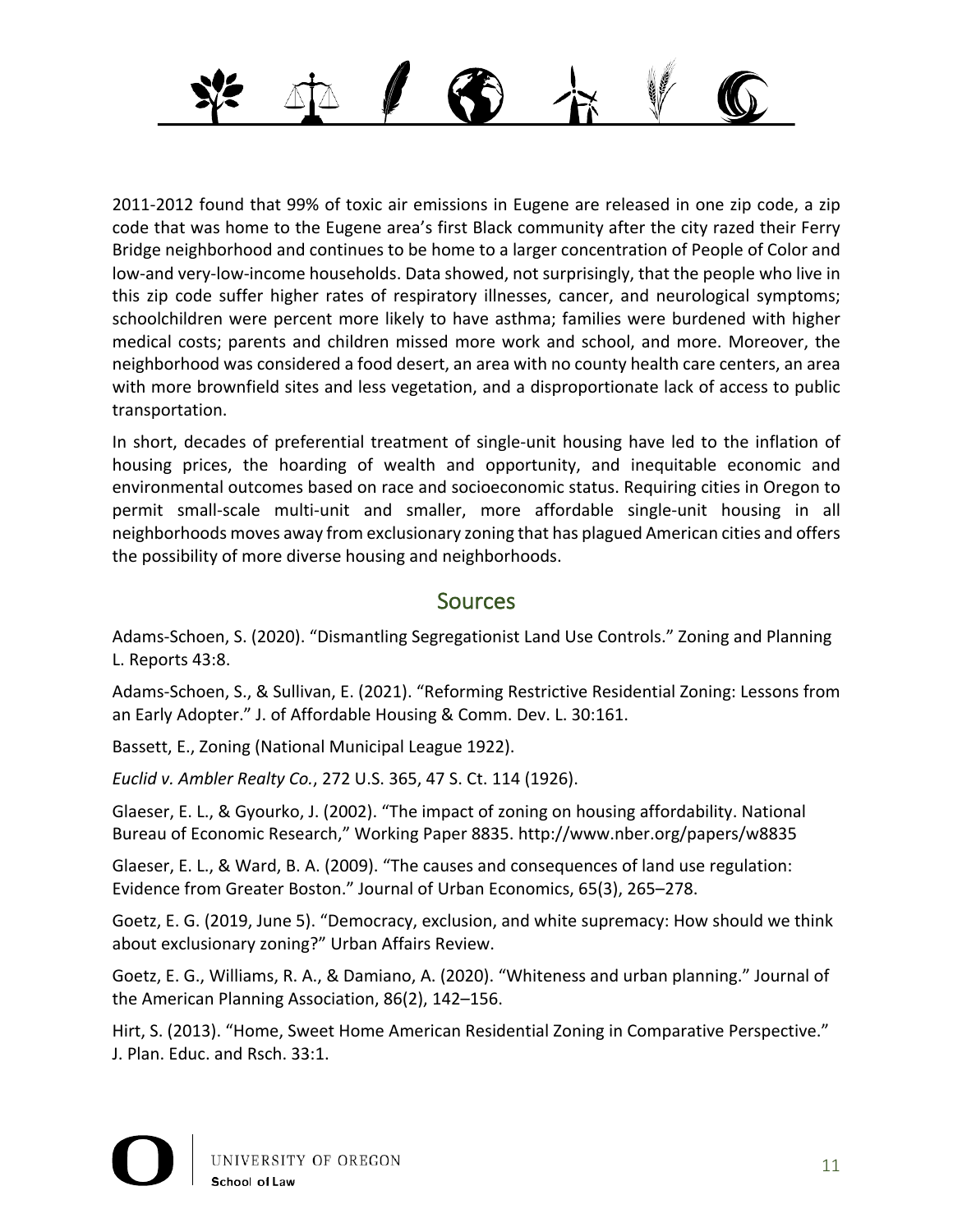2011-2012 found that 99% of toxic air emissions in Eugene are released in one zip code, a zip code that was home to the Eugene area's first Black community after the city razed their Ferry Bridge neighborhood and continues to be home to a larger concentration of People of Color and low-and very-low-income households. Data showed, not surprisingly, that the people who live in this zip code suffer higher rates of respiratory illnesses, cancer, and neurological symptoms; schoolchildren were percent more likely to have asthma; families were burdened with higher medical costs; parents and children missed more work and school, and more. Moreover, the neighborhood was considered a food desert, an area with no county health care centers, an area with more brownfield sites and less vegetation, and a disproportionate lack of access to public transportation.

In short, decades of preferential treatment of single-unit housing have led to the inflation of housing prices, the hoarding of wealth and opportunity, and inequitable economic and environmental outcomes based on race and socioeconomic status. Requiring cities in Oregon to permit small-scale multi-unit and smaller, more affordable single-unit housing in all neighborhoods moves away from exclusionary zoning that has plagued American cities and offers the possibility of more diverse housing and neighborhoods.

## Sources

Adams-Schoen, S. (2020). "Dismantling Segregationist Land Use Controls." Zoning and Planning L. Reports 43:8.

Adams-Schoen, S., & Sullivan, E. (2021). "Reforming Restrictive Residential Zoning: Lessons from an Early Adopter." J. of Affordable Housing & Comm. Dev. L. 30:161.

Bassett, E., Zoning (National Municipal League 1922).

*Euclid v. Ambler Realty Co.*, 272 U.S. 365, 47 S. Ct. 114 (1926).

Glaeser, E. L., & Gyourko, J. (2002). "The impact of zoning on housing affordability. National Bureau of Economic Research," Working Paper 8835. http://www.nber.org/papers/w8835

Glaeser, E. L., & Ward, B. A. (2009). "The causes and consequences of land use regulation: Evidence from Greater Boston." Journal of Urban Economics, 65(3), 265–278.

Goetz, E. G. (2019, June 5). "Democracy, exclusion, and white supremacy: How should we think about exclusionary zoning?" Urban Affairs Review.

Goetz, E. G., Williams, R. A., & Damiano, A. (2020). "Whiteness and urban planning." Journal of the American Planning Association, 86(2), 142–156.

Hirt, S. (2013). "Home, Sweet Home American Residential Zoning in Comparative Perspective." J. Plan. Educ. and Rsch. 33:1.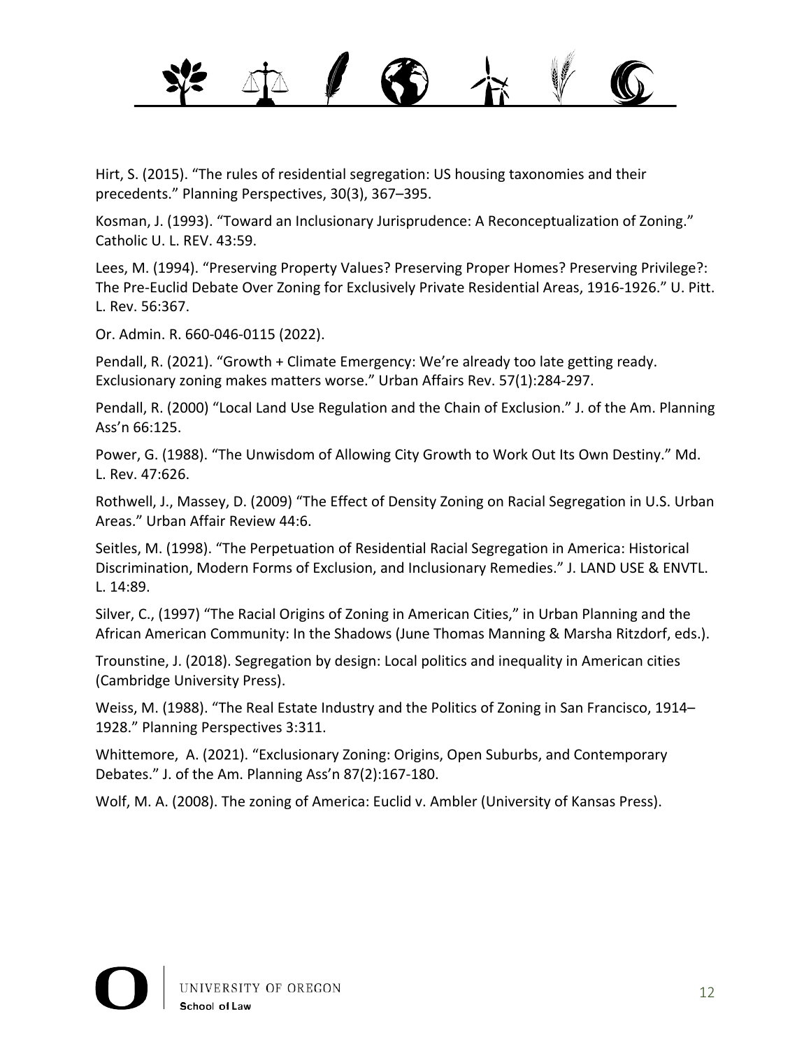Hirt, S. (2015). “The rules of residential segregation: US housing taxonomies and their precedents.” Planning Perspectives, 30(3), 367–395.

Kosman, J. (1993). “Toward an Inclusionary Jurisprudence: A Reconceptualization of Zoning.” Catholic U. L. REV. 43:59.

Lees, M. (1994). “Preserving Property Values? Preserving Proper Homes? Preserving Privilege?: The Pre-Euclid Debate Over Zoning for Exclusively Private Residential Areas, 1916-1926.” U. Pitt. L. Rev. 56:367.

Or. Admin. R. 660-046-0115 (2022).

Pendall, R. (2021). “Growth + Climate Emergency: We’re already too late getting ready. Exclusionary zoning makes matters worse.” Urban Affairs Rev. 57(1):284-297.

Pendall, R. (2000) “Local Land Use Regulation and the Chain of Exclusion.” J. of the Am. Planning Ass’n 66:125.

Power, G. (1988). “The Unwisdom of Allowing City Growth to Work Out Its Own Destiny.” Md. L. Rev. 47:626.

Rothwell, J., Massey, D. (2009) “The Effect of Density Zoning on Racial Segregation in U.S. Urban Areas.” Urban Affair Review 44:6.

Seitles, M. (1998). “The Perpetuation of Residential Racial Segregation in America: Historical Discrimination, Modern Forms of Exclusion, and Inclusionary Remedies.” J. LAND USE & ENVTL. L. 14:89.

Silver, C., (1997) “The Racial Origins of Zoning in American Cities,” in Urban Planning and the African American Community: In the Shadows (June Thomas Manning & Marsha Ritzdorf, eds.).

Trounstine, J. (2018). Segregation by design: Local politics and inequality in American cities (Cambridge University Press).

Weiss, M. (1988). “The Real Estate Industry and the Politics of Zoning in San Francisco, 1914–1928.” Planning Perspectives 3:311.

Whittemore, A. (2021). “Exclusionary Zoning: Origins, Open Suburbs, and Contemporary Debates.” J. of the Am. Planning Ass’n 87(2):167-180.

Wolf, M. A. (2008). The zoning of America: Euclid v. Ambler (University of Kansas Press).